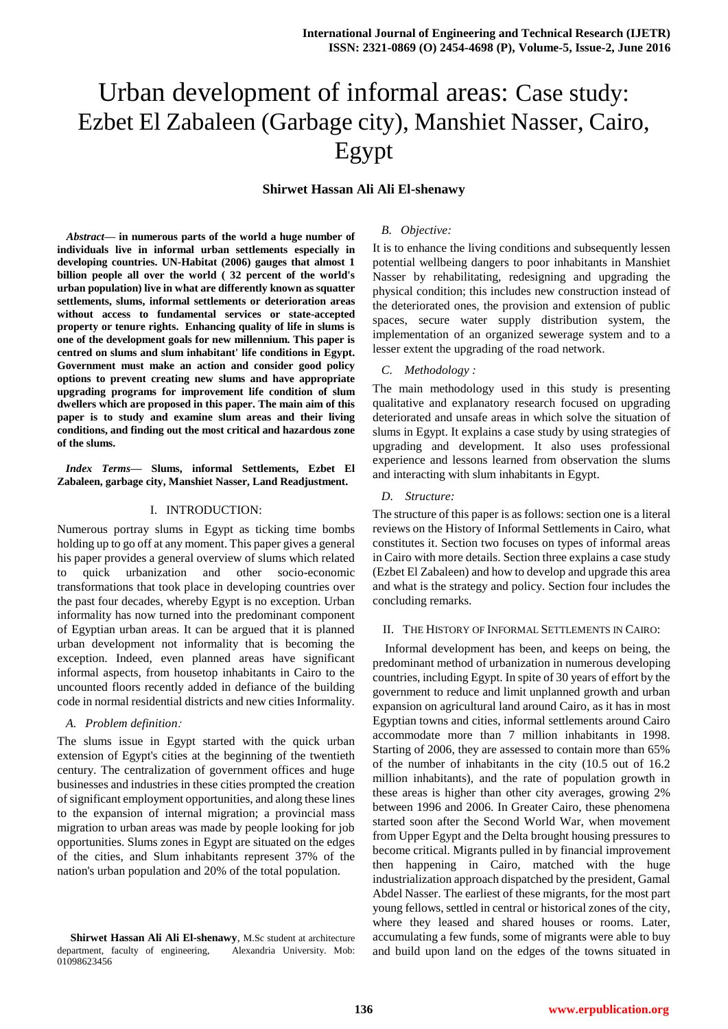# Urban development of informal areas: Case study: Ezbet El Zabaleen (Garbage city), Manshiet Nasser, Cairo, Egypt

**Shirwet Hassan Ali Ali El-shenawy**

***Abstract*— in numerous parts of the world a huge number of individuals live in informal urban settlements especially in developing countries. UN-Habitat (2006) gauges that almost 1 billion people all over the world ( 32 percent of the world's urban population) live in what are differently known as squatter settlements, slums, informal settlements or deterioration areas without access to fundamental services or state-accepted property or tenure rights. Enhancing quality of life in slums is one of the development goals for new millennium. This paper is centred on slums and slum inhabitant' life conditions in Egypt. Government must make an action and consider good policy options to prevent creating new slums and have appropriate upgrading programs for improvement life condition of slum dwellers which are proposed in this paper. The main aim of this paper is to study and examine slum areas and their living conditions, and finding out the most critical and hazardous zone of the slums.**

***Index Terms*— Slums, informal Settlements, Ezbet El Zabaleen, garbage city, Manshiet Nasser, Land Readjustment.**

## I. INTRODUCTION:

Numerous portray slums in Egypt as ticking time bombs holding up to go off at any moment. This paper gives a general his paper provides a general overview of slums which related to quick urbanization and other socio-economic transformations that took place in developing countries over the past four decades, whereby Egypt is no exception. Urban informality has now turned into the predominant component of Egyptian urban areas. It can be argued that it is planned urban development not informality that is becoming the exception. Indeed, even planned areas have significant informal aspects, from housetop inhabitants in Cairo to the uncounted floors recently added in defiance of the building code in normal residential districts and new cities Informality.

### *A. Problem definition:*

The slums issue in Egypt started with the quick urban extension of Egypt's cities at the beginning of the twentieth century. The centralization of government offices and huge businesses and industries in these cities prompted the creation of significant employment opportunities, and along these lines to the expansion of internal migration; a provincial mass migration to urban areas was made by people looking for job opportunities. Slums zones in Egypt are situated on the edges of the cities, and Slum inhabitants represent 37% of the nation's urban population and 20% of the total population.

**Shirwet Hassan Ali Ali El-shenawy**, M.Sc student at architecture department, faculty of engineering, Alexandria University. Mob: 01098623456

### *B. Objective:*

It is to enhance the living conditions and subsequently lessen potential wellbeing dangers to poor inhabitants in Manshiet Nasser by rehabilitating, redesigning and upgrading the physical condition; this includes new construction instead of the deteriorated ones, the provision and extension of public spaces, secure water supply distribution system, the implementation of an organized sewerage system and to a lesser extent the upgrading of the road network.

### *C. Methodology :*

The main methodology used in this study is presenting qualitative and explanatory research focused on upgrading deteriorated and unsafe areas in which solve the situation of slums in Egypt. It explains a case study by using strategies of upgrading and development. It also uses professional experience and lessons learned from observation the slums and interacting with slum inhabitants in Egypt.

### *D. Structure:*

The structure of this paper is as follows: section one is a literal reviews on the History of Informal Settlements in Cairo, what constitutes it. Section two focuses on types of informal areas in Cairo with more details. Section three explains a case study (Ezbet El Zabaleen) and how to develop and upgrade this area and what is the strategy and policy. Section four includes the concluding remarks.

## II. THE HISTORY OF INFORMAL SETTLEMENTS IN CAIRO:

Informal development has been, and keeps on being, the predominant method of urbanization in numerous developing countries, including Egypt. In spite of 30 years of effort by the government to reduce and limit unplanned growth and urban expansion on agricultural land around Cairo, as it has in most Egyptian towns and cities, informal settlements around Cairo accommodate more than 7 million inhabitants in 1998. Starting of 2006, they are assessed to contain more than 65% of the number of inhabitants in the city (10.5 out of 16.2 million inhabitants), and the rate of population growth in these areas is higher than other city averages, growing 2% between 1996 and 2006. In Greater Cairo, these phenomena started soon after the Second World War, when movement from Upper Egypt and the Delta brought housing pressures to become critical. Migrants pulled in by financial improvement then happening in Cairo, matched with the huge industrialization approach dispatched by the president, Gamal Abdel Nasser. The earliest of these migrants, for the most part young fellows, settled in central or historical zones of the city, where they leased and shared houses or rooms. Later, accumulating a few funds, some of migrants were able to buy and build upon land on the edges of the towns situated in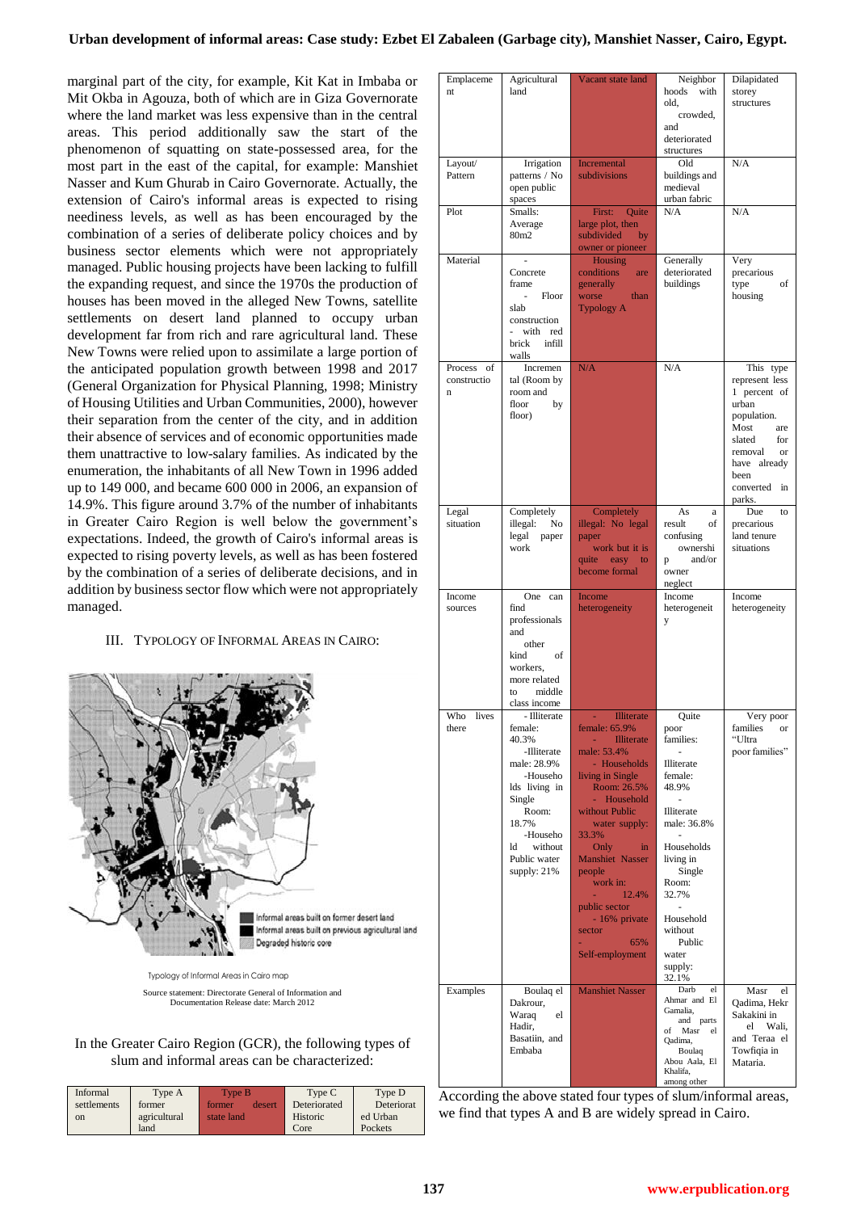marginal part of the city, for example, Kit Kat in Imbaba or Mit Okba in Agouza, both of which are in Giza Governorate where the land market was less expensive than in the central areas. This period additionally saw the start of the phenomenon of squatting on state-possessed area, for the most part in the east of the capital, for example: Manshiet Nasser and Kum Ghurab in Cairo Governorate. Actually, the extension of Cairo's informal areas is expected to rising neediness levels, as well as has been encouraged by the combination of a series of deliberate policy choices and by business sector elements which were not appropriately managed. Public housing projects have been lacking to fulfill the expanding request, and since the 1970s the production of houses has been moved in the alleged New Towns, satellite settlements on desert land planned to occupy urban development far from rich and rare agricultural land. These New Towns were relied upon to assimilate a large portion of the anticipated population growth between 1998 and 2017 (General Organization for Physical Planning, 1998; Ministry of Housing Utilities and Urban Communities, 2000), however their separation from the center of the city, and in addition their absence of services and of economic opportunities made them unattractive to low-salary families. As indicated by the enumeration, the inhabitants of all New Town in 1996 added up to 149 000, and became 600 000 in 2006, an expansion of 14.9%. This figure around 3.7% of the number of inhabitants in Greater Cairo Region is well below the government's expectations. Indeed, the growth of Cairo's informal areas is expected to rising poverty levels, as well as has been fostered by the combination of a series of deliberate decisions, and in addition by business sector flow which were not appropriately managed.

## III. Typology of Informal Areas in Cairo:

Informal areas built on former desert land
Informal areas built on previous agricultural land
Degraded historic core

Typology of Informal Areas in Cairo map

Source statement: Directorate General of Information and Documentation Release date: March 2012

In the Greater Cairo Region (GCR), the following types of slum and informal areas can be characterized:

| Informal settlements on | Type A former agricultural land | Type B former desert state land | Type C Deteriorated Historic Core | Type D Deteriorated Urban Pockets |
|---|---|---|---|---|
| Emplacement | Agricultural land | Vacant state land | Neighbor hoods with old, crowded, and deteriorated structures | Dilapidated storey structures |
| Layout/ Pattern | Irrigation patterns / No open public spaces | Incremental subdivisions | Old buildings and medieval urban fabric | N/A |
| Plot | Smalls: Average 80m2 | First: Quite large plot, then subdivided by owner or pioneer | N/A | N/A |
| Material | - Concrete frame - Floor slab construction - with red brick infill walls | Housing conditions are generally worse than Typology A | Generally deteriorated buildings | Very precarious type of housing |
| Process of construction | Incremental (Room by room and floor by floor) | N/A | N/A | This type represent less 1 percent of urban population. Most are slated for removal or have already been converted in parks. |
| Legal situation | Completely illegal: No legal paper work | Completely illegal: No legal paper work but it is quite easy to become formal | As a result of confusing ownership and/or owner neglect | Due to precarious land tenure situations |
| Income sources | One can find professionals and other kind of workers, more related to middle class income | Income heterogeneity | Income heterogeneity | Income heterogeneity |
| Who lives there | - Illiterate female: 40.3% -Illiterate male: 28.9% -Households living in Single Room: 18.7% -Household without Public water supply: 21% | - Illiterate female: 65.9% - Illiterate male: 53.4% - Households living in Single Room: 26.5% - Household without Public water supply: 33.3% Only in Manshiet Nasser people work in: - 12.4% public sector - 16% private sector - 65% Self-employment | Quite poor families: - Illiterate female: 48.9% - Illiterate male: 36.8% - Households living in Single Room: 32.7% - Household without Public water supply: 32.1% | Very poor families or "Ultra poor families" |
| Examples | Boulaq el Dakrour, Waraq el Hadir, Basatiin, and Embaba | Manshiet Nasser | Darb el Ahmar and El Gamalia, and parts of Masr el Qadima, Boulaq Abou Aala, El Khalifa, among other | Masr el Qadima, Hekr Sakakini in el Wali, and Teraa el Towfiqia in Mataria. |

According the above stated four types of slum/informal areas, we find that types A and B are widely spread in Cairo.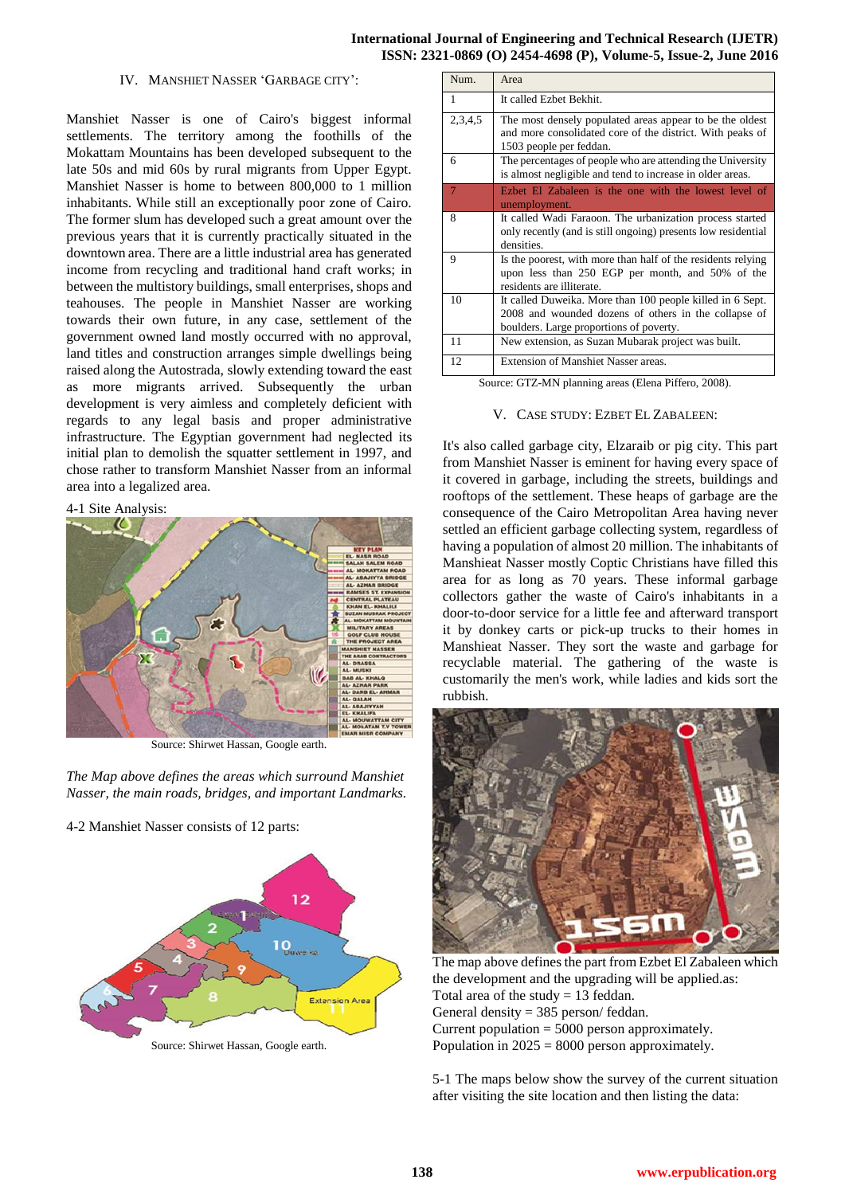## IV. Manshiet Nasser 'Garbage City':

Manshiet Nasser is one of Cairo's biggest informal settlements. The territory among the foothills of the Mokattam Mountains has been developed subsequent to the late 50s and mid 60s by rural migrants from Upper Egypt. Manshiet Nasser is home to between 800,000 to 1 million inhabitants. While still an exceptionally poor zone of Cairo. The former slum has developed such a great amount over the previous years that it is currently practically situated in the downtown area. There are a little industrial area has generated income from recycling and traditional hand craft works; in between the multistory buildings, small enterprises, shops and teahouses. The people in Manshiet Nasser are working towards their own future, in any case, settlement of the government owned land mostly occurred with no approval, land titles and construction arranges simple dwellings being raised along the Autostrada, slowly extending toward the east as more migrants arrived. Subsequently the urban development is very aimless and completely deficient with regards to any legal basis and proper administrative infrastructure. The Egyptian government had neglected its initial plan to demolish the squatter settlement in 1997, and chose rather to transform Manshiet Nasser from an informal area into a legalized area.

4-1 Site Analysis:

Source: Shirwet Hassan, Google earth.

*The Map above defines the areas which surround Manshiet Nasser, the main roads, bridges, and important Landmarks.*

4-2 Manshiet Nasser consists of 12 parts:

Source: Shirwet Hassan, Google earth.

| Num. | Area |
|---|---|
| 1 | It called Ezbet Bekhit. |
| 2,3,4,5 | The most densely populated areas appear to be the oldest and more consolidated core of the district. With peaks of 1503 people per feddan. |
| 6 | The percentages of people who are attending the University is almost negligible and tend to increase in older areas. |
| 7 | Ezbet El Zabaleen is the one with the lowest level of unemployment. |
| 8 | It called Wadi Faraoon. The urbanization process started only recently (and is still ongoing) presents low residential densities. |
| 9 | Is the poorest, with more than half of the residents relying upon less than 250 EGP per month, and 50% of the residents are illiterate. |
| 10 | It called Duweika. More than 100 people killed in 6 Sept. 2008 and wounded dozens of others in the collapse of boulders. Large proportions of poverty. |
| 11 | New extension, as Suzan Mubarak project was built. |
| 12 | Extension of Manshiet Nasser areas. |

Source: GTZ-MN planning areas (Elena Piffero, 2008).

## V. Case Study: Ezbet El Zabaleen:

It's also called garbage city, Elzaraib or pig city. This part from Manshiet Nasser is eminent for having every space of it covered in garbage, including the streets, buildings and rooftops of the settlement. These heaps of garbage are the consequence of the Cairo Metropolitan Area having never settled an efficient garbage collecting system, regardless of having a population of almost 20 million. The inhabitants of Manshieat Nasser mostly Coptic Christians have filled this area for as long as 70 years. These informal garbage collectors gather the waste of Cairo's inhabitants in a door-to-door service for a little fee and afterward transport it by donkey carts or pick-up trucks to their homes in Manshieat Nasser. They sort the waste and garbage for recyclable material. The gathering of the waste is customarily the men's work, while ladies and kids sort the rubbish.

The map above defines the part from Ezbet El Zabaleen which the development and the upgrading will be applied.as:
Total area of the study = 13 feddan.
General density = 385 person/ feddan.
Current population = 5000 person approximately.
Population in 2025 = 8000 person approximately.

5-1 The maps below show the survey of the current situation after visiting the site location and then listing the data: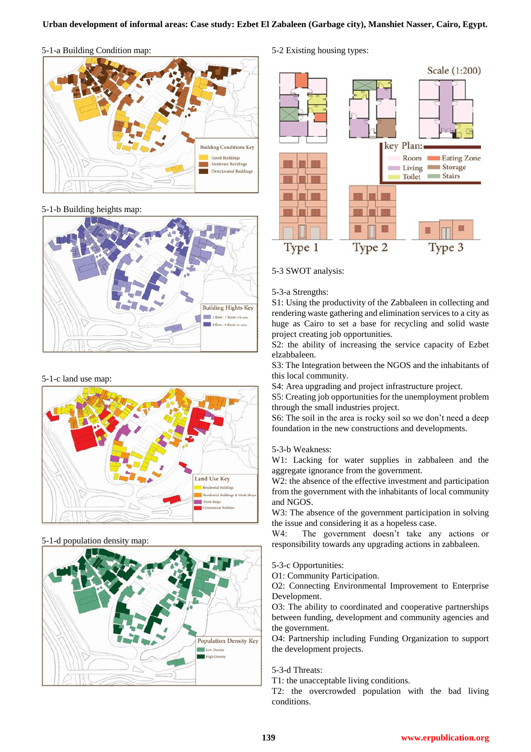5-1-a Building Condition map:

Building Conditions Key
- Good Buildings
- Moderate Buildings
- Deteriorated Buildings

5-1-b Building heights map:

Building Hights Key
- 1 floor : 3 floors
- 4 floor : 8 floors

5-1-c land use map:

Land Use Key
- Residential Buildings
- Residential Buildings & Work Shops
- Work Shops
- Commercial Buildins

5-1-d population density map:

Population Density Key
- Low Density
- High Density

5-2 Existing housing types:

Scale (1:200)

key Plan:
- Room
- Eating Zone
- Living
- Storage
- Toilet
- Stairs

Type 1 Type 2 Type 3

5-3 SWOT analysis:

5-3-a Strengths:

S1: Using the productivity of the Zabbaleen in collecting and rendering waste gathering and elimination services to a city as huge as Cairo to set a base for recycling and solid waste project creating job opportunities.

S2: the ability of increasing the service capacity of Ezbet elzabbaleen.

S3: The Integration between the NGOS and the inhabitants of this local community.

S4: Area upgrading and project infrastructure project.

S5: Creating job opportunities for the unemployment problem through the small industries project.

S6: The soil in the area is rocky soil so we don't need a deep foundation in the new constructions and developments.

5-3-b Weakness:

W1: Lacking for water supplies in zabbaleen and the aggregate ignorance from the government.

W2: the absence of the effective investment and participation from the government with the inhabitants of local community and NGOS.

W3: The absence of the government participation in solving the issue and considering it as a hopeless case.

W4: The government doesn't take any actions or responsibility towards any upgrading actions in zabbaleen.

5-3-c Opportunities:

O1: Community Participation.

O2: Connecting Environmental Improvement to Enterprise Development.

O3: The ability to coordinated and cooperative partnerships between funding, development and community agencies and the government.

O4: Partnership including Funding Organization to support the development projects.

5-3-d Threats:

T1: the unacceptable living conditions.

T2: the overcrowded population with the bad living conditions.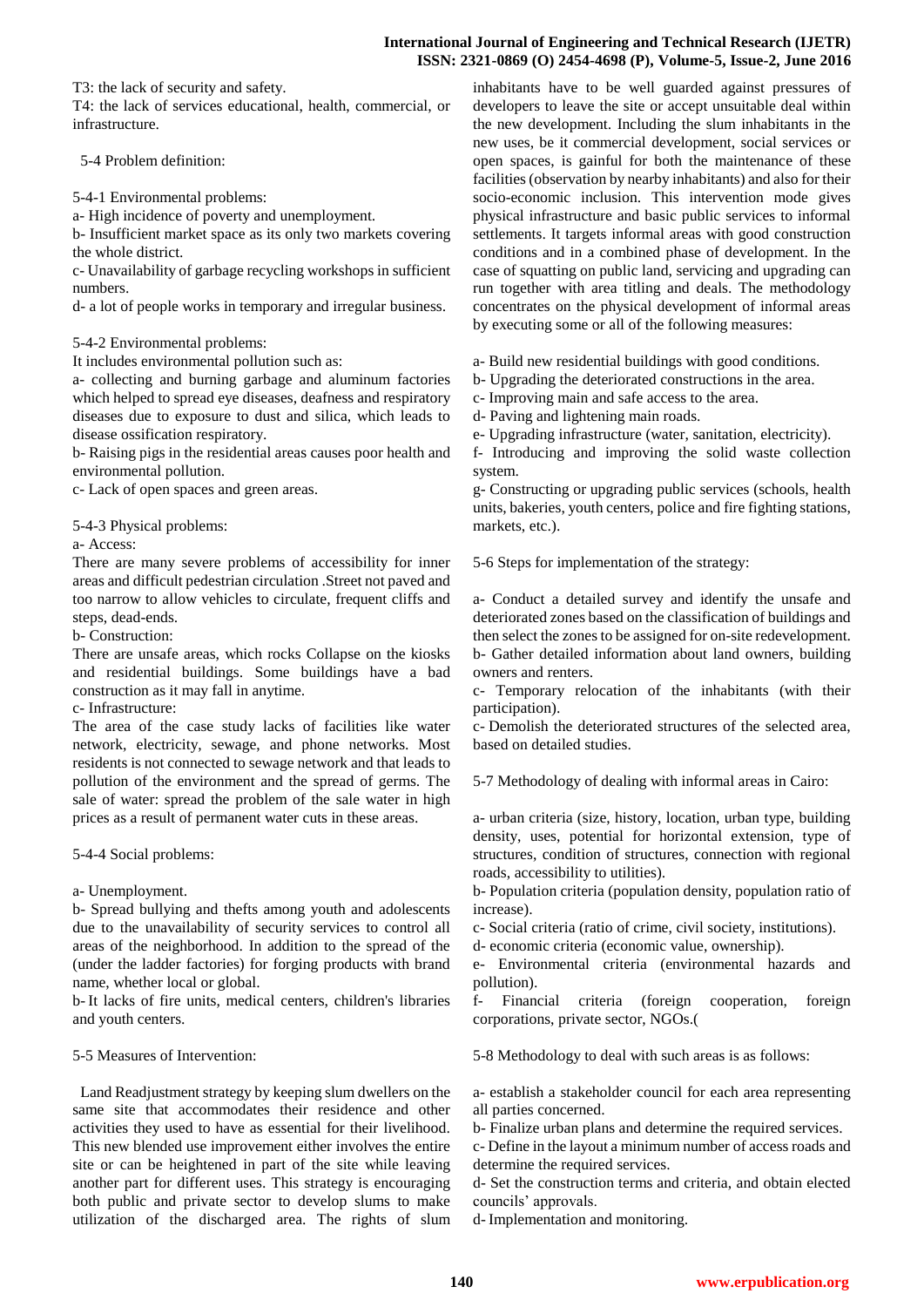T3: the lack of security and safety.

T4: the lack of services educational, health, commercial, or infrastructure.

5-4 Problem definition:

5-4-1 Environmental problems:

a- High incidence of poverty and unemployment.

b- Insufficient market space as its only two markets covering the whole district.

c- Unavailability of garbage recycling workshops in sufficient numbers.

d- a lot of people works in temporary and irregular business.

5-4-2 Environmental problems:

It includes environmental pollution such as:

a- collecting and burning garbage and aluminum factories which helped to spread eye diseases, deafness and respiratory diseases due to exposure to dust and silica, which leads to disease ossification respiratory.

b- Raising pigs in the residential areas causes poor health and environmental pollution.

c- Lack of open spaces and green areas.

5-4-3 Physical problems:

a- Access:

There are many severe problems of accessibility for inner areas and difficult pedestrian circulation .Street not paved and too narrow to allow vehicles to circulate, frequent cliffs and steps, dead-ends.

b- Construction:

There are unsafe areas, which rocks Collapse on the kiosks and residential buildings. Some buildings have a bad construction as it may fall in anytime.

c- Infrastructure:

The area of the case study lacks of facilities like water network, electricity, sewage, and phone networks. Most residents is not connected to sewage network and that leads to pollution of the environment and the spread of germs. The sale of water: spread the problem of the sale water in high prices as a result of permanent water cuts in these areas.

5-4-4 Social problems:

a- Unemployment.

b- Spread bullying and thefts among youth and adolescents due to the unavailability of security services to control all areas of the neighborhood. In addition to the spread of the (under the ladder factories) for forging products with brand name, whether local or global.

b- It lacks of fire units, medical centers, children's libraries and youth centers.

5-5 Measures of Intervention:

Land Readjustment strategy by keeping slum dwellers on the same site that accommodates their residence and other activities they used to have as essential for their livelihood. This new blended use improvement either involves the entire site or can be heightened in part of the site while leaving another part for different uses. This strategy is encouraging both public and private sector to develop slums to make utilization of the discharged area. The rights of slum inhabitants have to be well guarded against pressures of developers to leave the site or accept unsuitable deal within the new development. Including the slum inhabitants in the new uses, be it commercial development, social services or open spaces, is gainful for both the maintenance of these facilities (observation by nearby inhabitants) and also for their socio-economic inclusion. This intervention mode gives physical infrastructure and basic public services to informal settlements. It targets informal areas with good construction conditions and in a combined phase of development. In the case of squatting on public land, servicing and upgrading can run together with area titling and deals. The methodology concentrates on the physical development of informal areas by executing some or all of the following measures:

a- Build new residential buildings with good conditions.

b- Upgrading the deteriorated constructions in the area.

c- Improving main and safe access to the area.

d- Paving and lightening main roads.

e- Upgrading infrastructure (water, sanitation, electricity).

f- Introducing and improving the solid waste collection system.

g- Constructing or upgrading public services (schools, health units, bakeries, youth centers, police and fire fighting stations, markets, etc.).

5-6 Steps for implementation of the strategy:

a- Conduct a detailed survey and identify the unsafe and deteriorated zones based on the classification of buildings and then select the zones to be assigned for on-site redevelopment.

b- Gather detailed information about land owners, building owners and renters.

c- Temporary relocation of the inhabitants (with their participation).

c- Demolish the deteriorated structures of the selected area, based on detailed studies.

5-7 Methodology of dealing with informal areas in Cairo:

a- urban criteria (size, history, location, urban type, building density, uses, potential for horizontal extension, type of structures, condition of structures, connection with regional roads, accessibility to utilities).

b- Population criteria (population density, population ratio of increase).

c- Social criteria (ratio of crime, civil society, institutions).

d- economic criteria (economic value, ownership).

e- Environmental criteria (environmental hazards and pollution).

f- Financial criteria (foreign cooperation, foreign corporations, private sector, NGOs.(

5-8 Methodology to deal with such areas is as follows:

a- establish a stakeholder council for each area representing all parties concerned.

b- Finalize urban plans and determine the required services.

c- Define in the layout a minimum number of access roads and determine the required services.

d- Set the construction terms and criteria, and obtain elected councils' approvals.

d- Implementation and monitoring.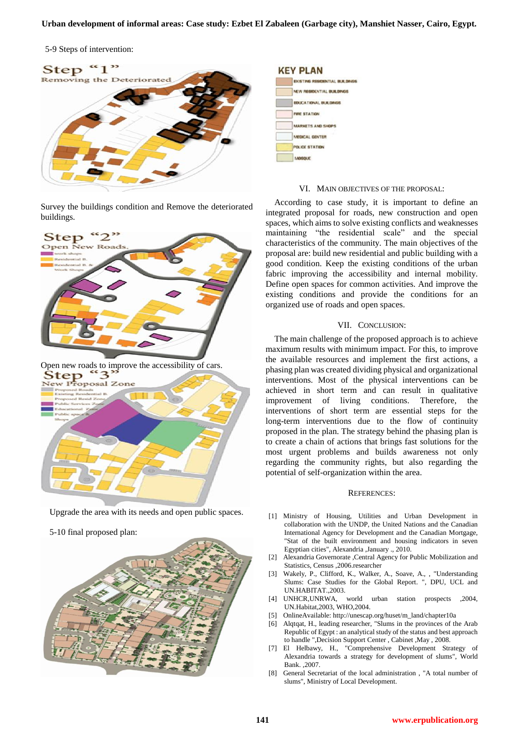5-9 Steps of intervention:

Survey the buildings condition and Remove the deteriorated buildings.

Open new roads to improve the accessibility of cars.

Upgrade the area with its needs and open public spaces.

5-10 final proposed plan:

## VI. Main Objectives of the Proposal:

According to case study, it is important to define an integrated proposal for roads, new construction and open spaces, which aims to solve existing conflicts and weaknesses maintaining "the residential scale" and the special characteristics of the community. The main objectives of the proposal are: build new residential and public building with a good condition. Keep the existing conditions of the urban fabric improving the accessibility and internal mobility. Define open spaces for common activities. And improve the existing conditions and provide the conditions for an organized use of roads and open spaces.

## VII. Conclusion:

The main challenge of the proposed approach is to achieve maximum results with minimum impact. For this, to improve the available resources and implement the first actions, a phasing plan was created dividing physical and organizational interventions. Most of the physical interventions can be achieved in short term and can result in qualitative improvement of living conditions. Therefore, the interventions of short term are essential steps for the long-term interventions due to the flow of continuity proposed in the plan. The strategy behind the phasing plan is to create a chain of actions that brings fast solutions for the most urgent problems and builds awareness not only regarding the community rights, but also regarding the potential of self-organization within the area.

## References:

[1] Ministry of Housing, Utilities and Urban Development in collaboration with the UNDP, the United Nations and the Canadian International Agency for Development and the Canadian Mortgage, "Stat of the built environment and housing indicators in seven Egyptian cities", Alexandria ,January ., 2010.

[2] Alexandria Governorate ,Central Agency for Public Mobilization and Statistics, Census ,2006.researcher

[3] Wakely, P., Clifford, K., Walker, A., Soave, A., , "Understanding Slums: Case Studies for the Global Report. ", DPU, UCL and UN.HABITAT.,2003.

[4] UNHCR,UNRWA, world urban station prospects ,2004, UN.Habitat,2003, WHO,2004.

[5] OnlineAvailable: http://unescap.org/huset/m_land/chapter10a

[6] Alqtqat, H., leading researcher, "Slums in the provinces of the Arab Republic of Egypt : an analytical study of the status and best approach to handle ",Decision Support Center , Cabinet ,May , 2008.

[7] El Helbawy, H., "Comprehensive Development Strategy of Alexandria towards a strategy for development of slums", World Bank. ,2007.

[8] General Secretariat of the local administration , "A total number of slums", Ministry of Local Development.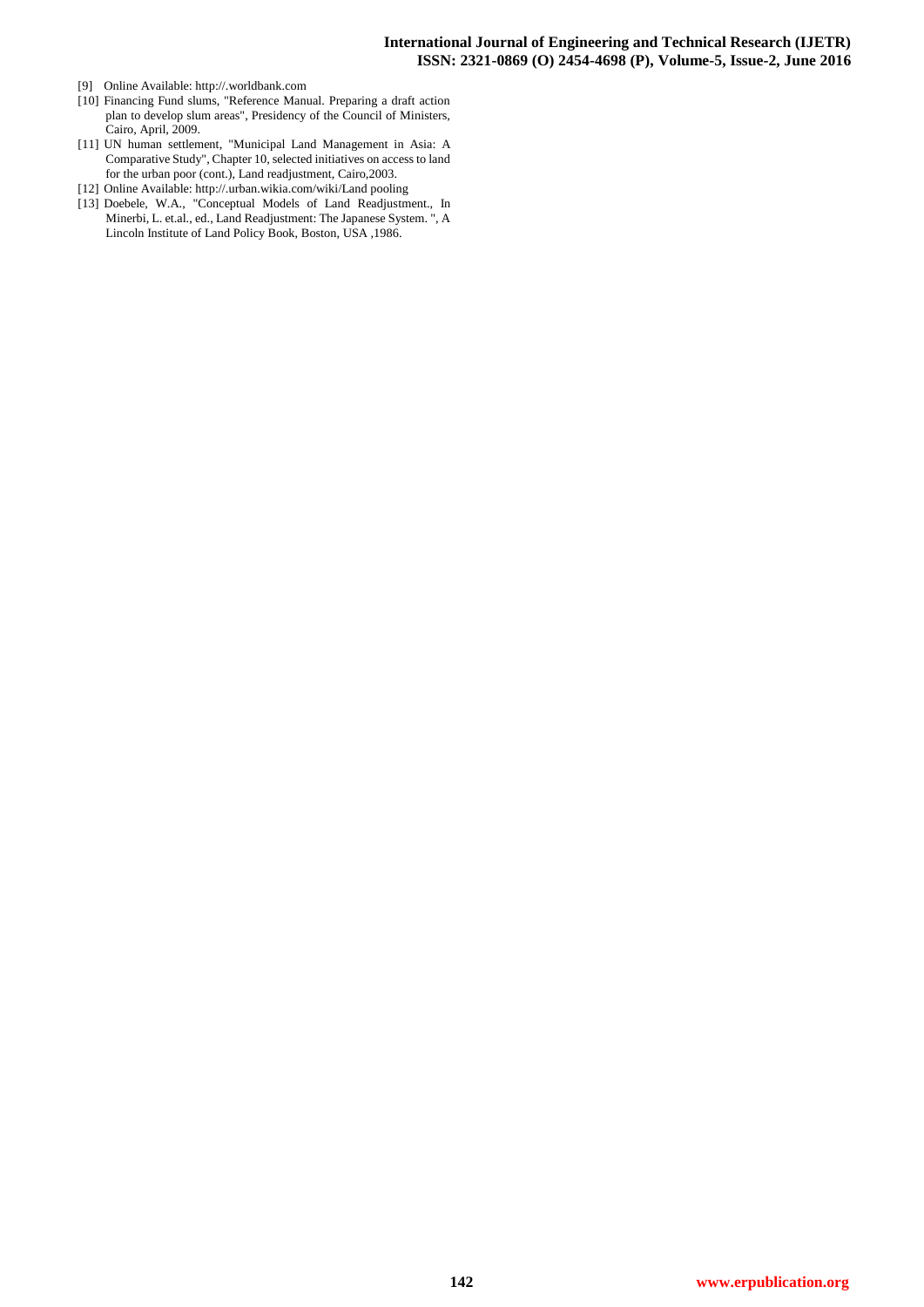[9] Online Available: http://.worldbank.com

[10] Financing Fund slums, "Reference Manual. Preparing a draft action plan to develop slum areas", Presidency of the Council of Ministers, Cairo, April, 2009.

[11] UN human settlement, "Municipal Land Management in Asia: A Comparative Study", Chapter 10, selected initiatives on access to land for the urban poor (cont.), Land readjustment, Cairo,2003.

[12] Online Available: http://.urban.wikia.com/wiki/Land pooling

[13] Doebele, W.A., "Conceptual Models of Land Readjustment., In Minerbi, L. et.al., ed., Land Readjustment: The Japanese System. ", A Lincoln Institute of Land Policy Book, Boston, USA ,1986.